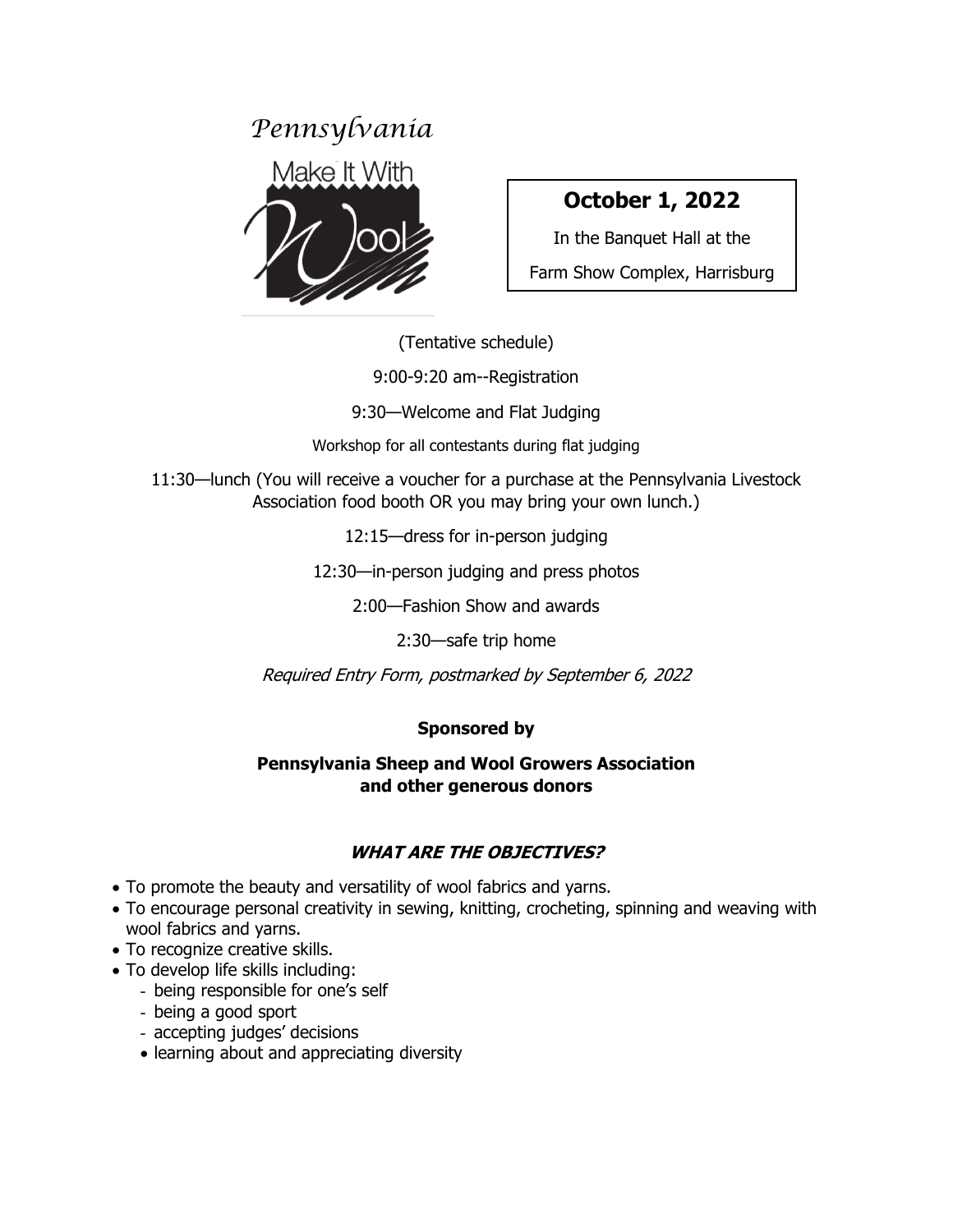*Pennsylvania*

Make It With Wool

## October 1, 2022

In the Banquet Hall at the

Farm Show Complex, Harrisburg

(Tentative schedule)

9:00-9:20 am--Registration

9:30—Welcome and Flat Judging

Workshop for all contestants during flat judging

11:30—lunch (You will receive a voucher for a purchase at the Pennsylvania Livestock Association food booth OR you may bring your own lunch.)

12:15—dress for in-person judging

12:30—in-person judging and press photos

2:00—Fashion Show and awards

2:30—safe trip home

*Required Entry Form, postmarked by September 6, 2022*

**Sponsored by**

**Pennsylvania Sheep and Wool Growers Association and other generous donors**

### ***WHAT ARE THE OBJECTIVES?***

- To promote the beauty and versatility of wool fabrics and yarns.
- To encourage personal creativity in sewing, knitting, crocheting, spinning and weaving with wool fabrics and yarns.
- To recognize creative skills.
- To develop life skills including:
  - being responsible for one's self
  - being a good sport
  - accepting judges' decisions
  - learning about and appreciating diversity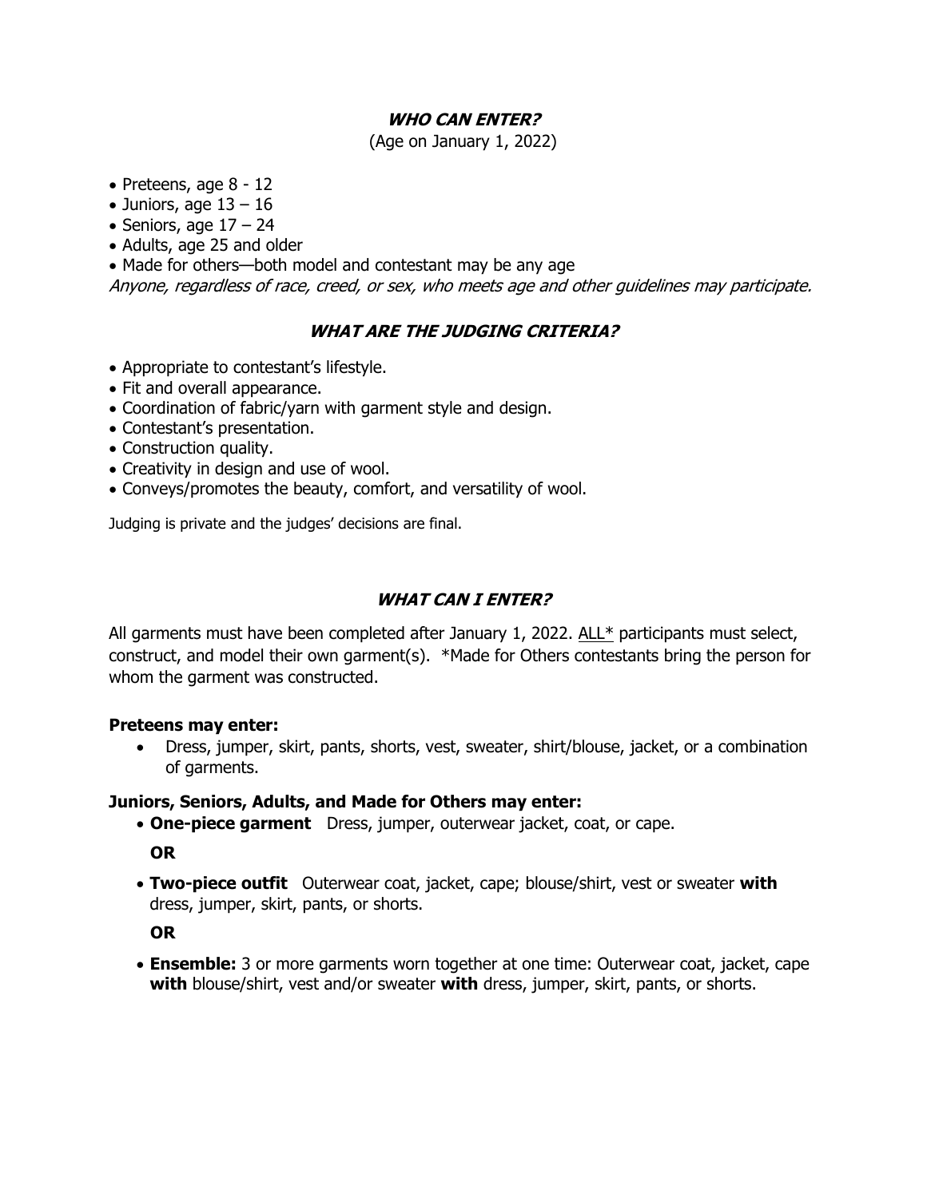## ***WHO CAN ENTER?***

(Age on January 1, 2022)

- Preteens, age 8 - 12
- Juniors, age 13 – 16
- Seniors, age 17 – 24
- Adults, age 25 and older
- Made for others—both model and contestant may be any age

*Anyone, regardless of race, creed, or sex, who meets age and other guidelines may participate.*

## ***WHAT ARE THE JUDGING CRITERIA?***

- Appropriate to contestant's lifestyle.
- Fit and overall appearance.
- Coordination of fabric/yarn with garment style and design.
- Contestant's presentation.
- Construction quality.
- Creativity in design and use of wool.
- Conveys/promotes the beauty, comfort, and versatility of wool.

Judging is private and the judges' decisions are final.

## ***WHAT CAN I ENTER?***

All garments must have been completed after January 1, 2022. ALL* participants must select, construct, and model their own garment(s). *Made for Others contestants bring the person for whom the garment was constructed.

**Preteens may enter:**

- Dress, jumper, skirt, pants, shorts, vest, sweater, shirt/blouse, jacket, or a combination of garments.

**Juniors, Seniors, Adults, and Made for Others may enter:**

- **One-piece garment** Dress, jumper, outerwear jacket, coat, or cape.

  **OR**

- **Two-piece outfit** Outerwear coat, jacket, cape; blouse/shirt, vest or sweater **with** dress, jumper, skirt, pants, or shorts.

  **OR**

- **Ensemble:** 3 or more garments worn together at one time: Outerwear coat, jacket, cape **with** blouse/shirt, vest and/or sweater **with** dress, jumper, skirt, pants, or shorts.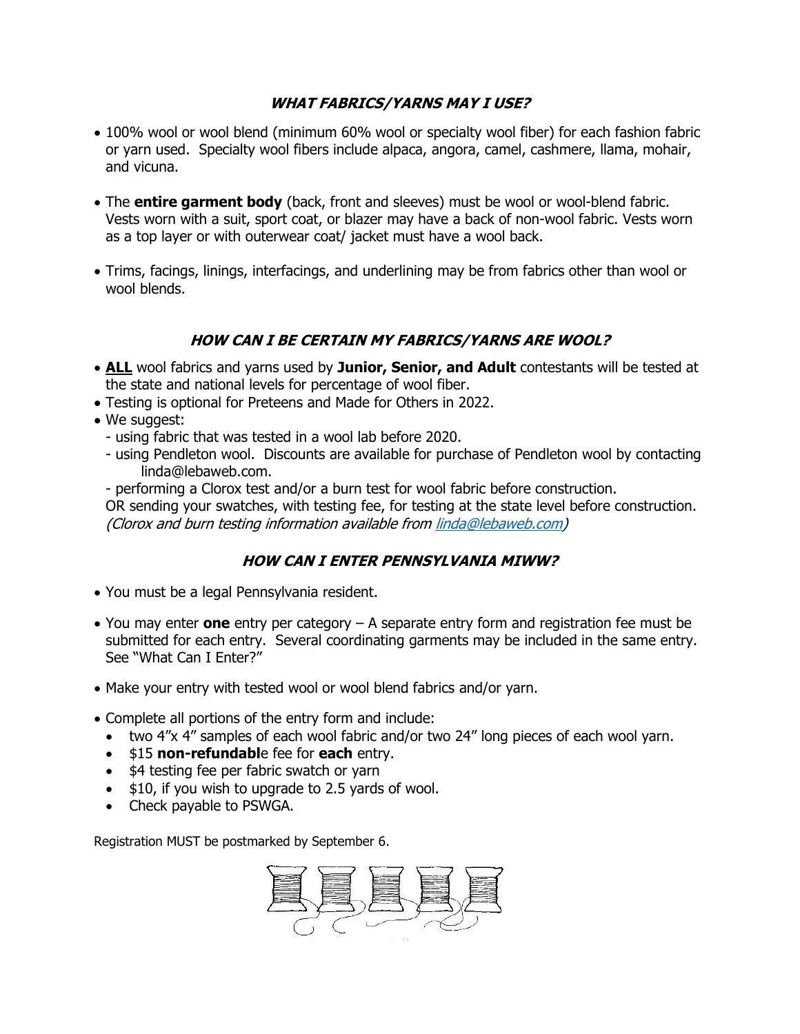### ***WHAT FABRICS/YARNS MAY I USE?***

- 100% wool or wool blend (minimum 60% wool or specialty wool fiber) for each fashion fabric or yarn used. Specialty wool fibers include alpaca, angora, camel, cashmere, llama, mohair, and vicuna.

- The **entire garment body** (back, front and sleeves) must be wool or wool-blend fabric. Vests worn with a suit, sport coat, or blazer may have a back of non-wool fabric. Vests worn as a top layer or with outerwear coat/ jacket must have a wool back.

- Trims, facings, linings, interfacings, and underlining may be from fabrics other than wool or wool blends.

### ***HOW CAN I BE CERTAIN MY FABRICS/YARNS ARE WOOL?***

- **<u>ALL</u>** wool fabrics and yarns used by **Junior, Senior, and Adult** contestants will be tested at the state and national levels for percentage of wool fiber.
- Testing is optional for Preteens and Made for Others in 2022.
- We suggest:
  - using fabric that was tested in a wool lab before 2020.
  - using Pendleton wool. Discounts are available for purchase of Pendleton wool by contacting linda@lebaweb.com.
  - performing a Clorox test and/or a burn test for wool fabric before construction.

  OR sending your swatches, with testing fee, for testing at the state level before construction. *(Clorox and burn testing information available from linda@lebaweb.com)*

### ***HOW CAN I ENTER PENNSYLVANIA MIWW?***

- You must be a legal Pennsylvania resident.

- You may enter **one** entry per category – A separate entry form and registration fee must be submitted for each entry. Several coordinating garments may be included in the same entry. See "What Can I Enter?"

- Make your entry with tested wool or wool blend fabrics and/or yarn.

- Complete all portions of the entry form and include:
  - two 4"x 4" samples of each wool fabric and/or two 24" long pieces of each wool yarn.
  - $15 **non-refundabl**e fee for **each** entry.
  - $4 testing fee per fabric swatch or yarn
  - $10, if you wish to upgrade to 2.5 yards of wool.
  - Check payable to PSWGA.

Registration MUST be postmarked by September 6.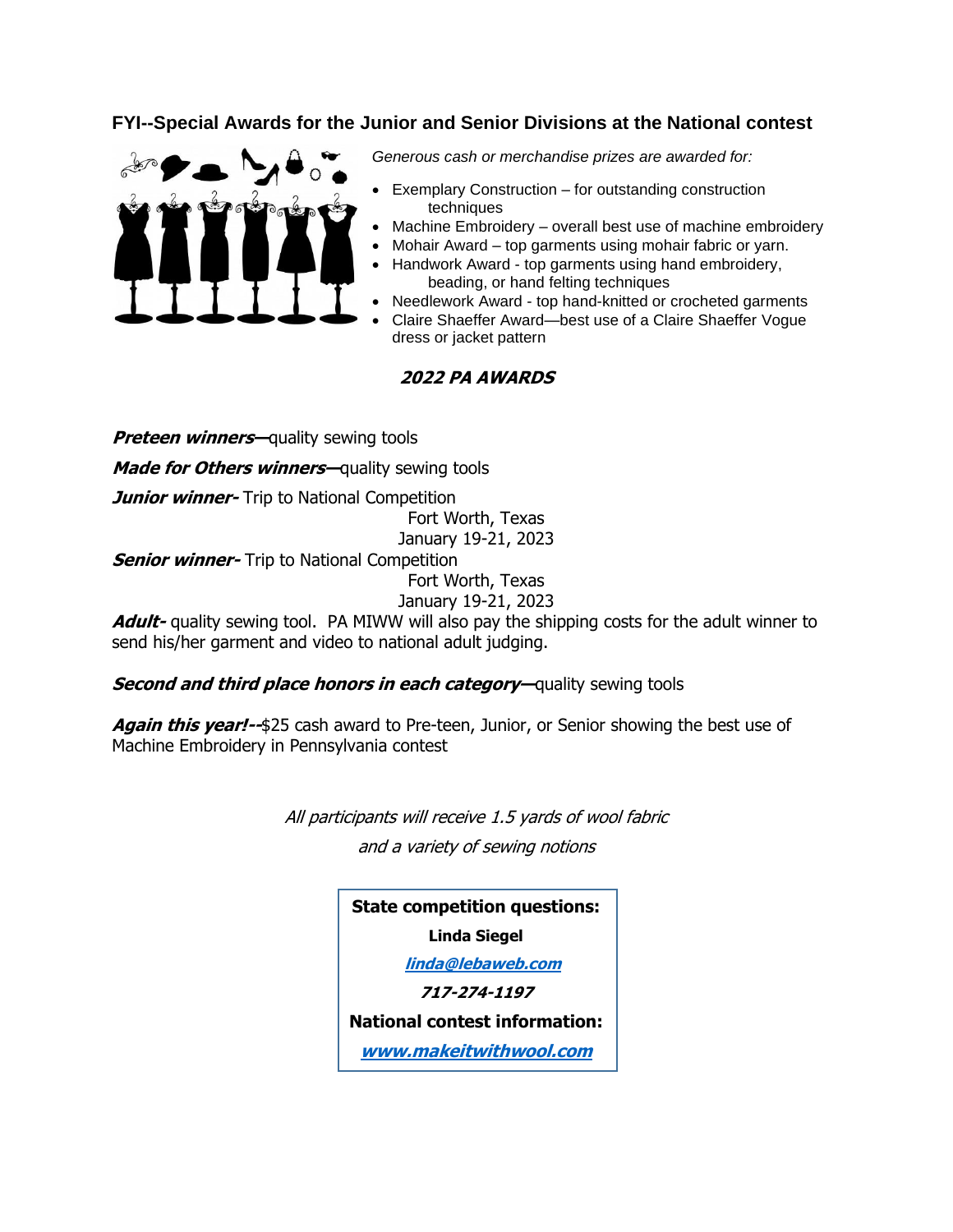## FYI--Special Awards for the Junior and Senior Divisions at the National contest

*Generous cash or merchandise prizes are awarded for:*

- Exemplary Construction – for outstanding construction techniques
- Machine Embroidery – overall best use of machine embroidery
- Mohair Award – top garments using mohair fabric or yarn.
- Handwork Award - top garments using hand embroidery, beading, or hand felting techniques
- Needlework Award - top hand-knitted or crocheted garments
- Claire Shaeffer Award—best use of a Claire Shaeffer Vogue dress or jacket pattern

### *2022 PA AWARDS*

***Preteen winners—***quality sewing tools

***Made for Others winners—***quality sewing tools

***Junior winner-*** Trip to National Competition
Fort Worth, Texas
January 19-21, 2023

***Senior winner-*** Trip to National Competition
Fort Worth, Texas
January 19-21, 2023

***Adult-*** quality sewing tool. PA MIWW will also pay the shipping costs for the adult winner to send his/her garment and video to national adult judging.

***Second and third place honors in each category—***quality sewing tools

***Again this year!--***$25 cash award to Pre-teen, Junior, or Senior showing the best use of Machine Embroidery in Pennsylvania contest

*All participants will receive 1.5 yards of wool fabric and a variety of sewing notions*

**State competition questions:**

**Linda Siegel**

***linda@lebaweb.com***

***717-274-1197***

**National contest information:**

***www.makeitwithwool.com***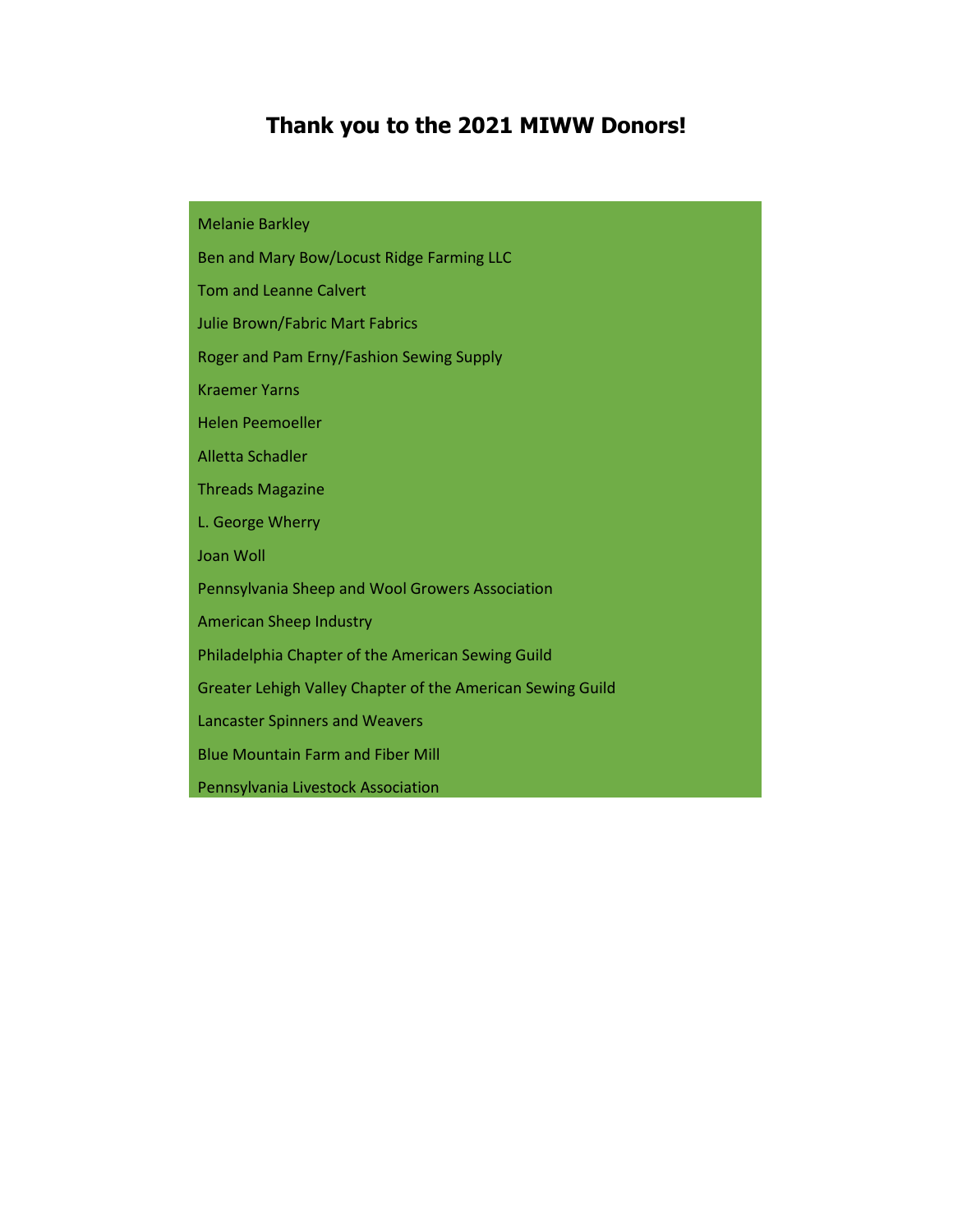# Thank you to the 2021 MIWW Donors!

Melanie Barkley

Ben and Mary Bow/Locust Ridge Farming LLC

Tom and Leanne Calvert

Julie Brown/Fabric Mart Fabrics

Roger and Pam Erny/Fashion Sewing Supply

Kraemer Yarns

Helen Peemoeller

Alletta Schadler

Threads Magazine

L. George Wherry

Joan Woll

Pennsylvania Sheep and Wool Growers Association

American Sheep Industry

Philadelphia Chapter of the American Sewing Guild

Greater Lehigh Valley Chapter of the American Sewing Guild

Lancaster Spinners and Weavers

Blue Mountain Farm and Fiber Mill

Pennsylvania Livestock Association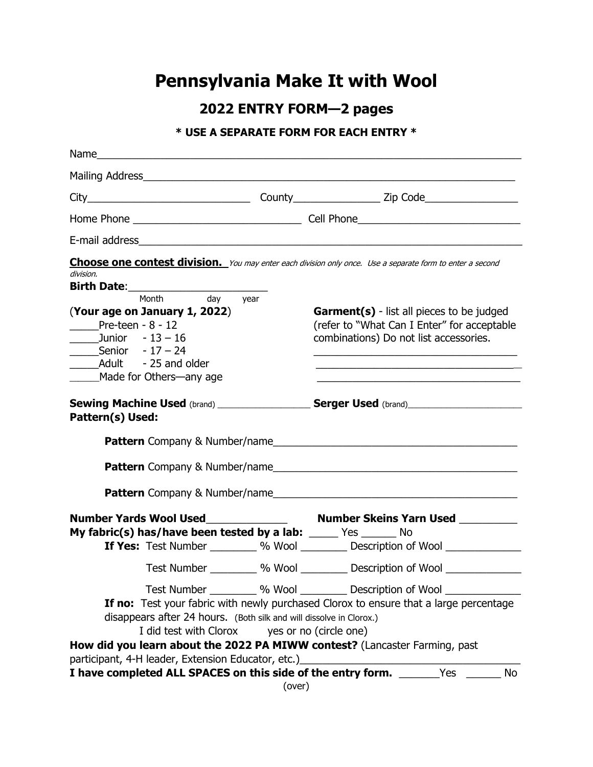# Pennsylvania Make It with Wool

## 2022 ENTRY FORM—2 pages

**\* USE A SEPARATE FORM FOR EACH ENTRY \***

Name___________________________________________________________________________

Mailing Address__________________________________________________________________

City_____________________________ County_______________ Zip Code________________

Home Phone _____________________________ Cell Phone___________________________

E-mail address___________________________________________________________________

**Choose one contest division.** *You may enter each division only once. Use a separate form to enter a second division.*

**Birth Date**:________________________
Month day year

(**Your age on January 1, 2022**)

_____Pre-teen - 8 - 12
_____Junior - 13 – 16
_____Senior - 17 – 24
_____Adult - 25 and older
_____Made for Others—any age

**Garment(s)** - list all pieces to be judged (refer to "What Can I Enter" for acceptable combinations) Do not list accessories.

___________________________________
___________________________________
___________________________________

**Sewing Machine Used** (brand) _________________ **Serger Used** (brand)______________________

**Pattern(s) Used:**

**Pattern** Company & Number/name__________________________________________

**Pattern** Company & Number/name__________________________________________

**Pattern** Company & Number/name__________________________________________

**Number Yards Wool Used**_____________ **Number Skeins Yarn Used** _________

**My fabric(s) has/have been tested by a lab:** _____ Yes ______ No

**If Yes:** Test Number ________ % Wool ________ Description of Wool _____________

Test Number ________ % Wool ________ Description of Wool _____________

Test Number ________ % Wool ________ Description of Wool _____________

**If no:** Test your fabric with newly purchased Clorox to ensure that a large percentage disappears after 24 hours. (Both silk and will dissolve in Clorox.)

I did test with Clorox yes or no (circle one)

**How did you learn about the 2022 PA MIWW contest?** (Lancaster Farming, past participant, 4-H leader, Extension Educator, etc.)_____________________________________

**I have completed ALL SPACES on this side of the entry form.** _______Yes ______ No

(over)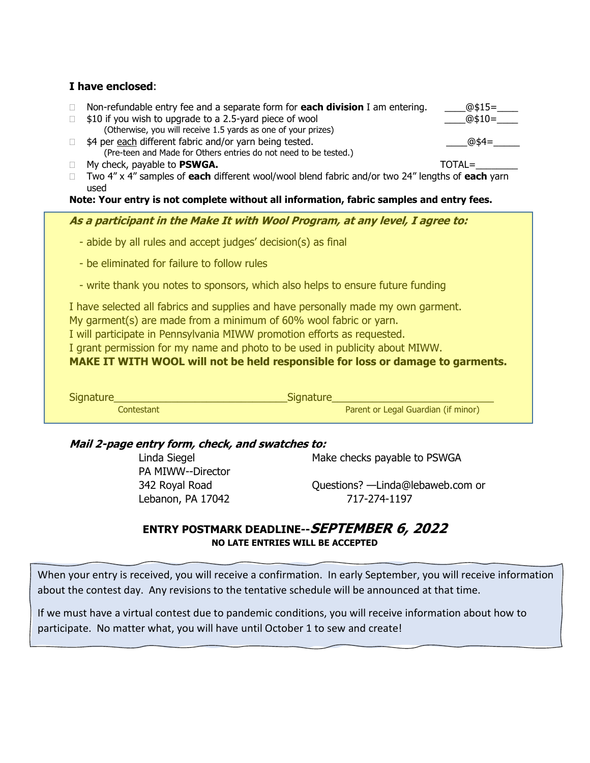**I have enclosed**:

- ☐ Non-refundable entry fee and a separate form for **each division** I am entering. ____@$15=____
- ☐ $10 if you wish to upgrade to a 2.5-yard piece of wool ____@$10=____
  (Otherwise, you will receive 1.5 yards as one of your prizes)
- ☐ $4 per each different fabric and/or yarn being tested. ____@$4=_____
  (Pre-teen and Made for Others entries do not need to be tested.)
- ☐ My check, payable to **PSWGA.** TOTAL=________
- ☐ Two 4" x 4" samples of **each** different wool/wool blend fabric and/or two 24" lengths of **each** yarn used

**Note: Your entry is not complete without all information, fabric samples and entry fees.**

***As a participant in the Make It with Wool Program, at any level, I agree to:***

- abide by all rules and accept judges' decision(s) as final
- be eliminated for failure to follow rules
- write thank you notes to sponsors, which also helps to ensure future funding

I have selected all fabrics and supplies and have personally made my own garment.
My garment(s) are made from a minimum of 60% wool fabric or yarn.
I will participate in Pennsylvania MIWW promotion efforts as requested.
I grant permission for my name and photo to be used in publicity about MIWW.
**MAKE IT WITH WOOL will not be held responsible for loss or damage to garments.**

Signature______________________________ Signature____________________________
Contestant — Parent or Legal Guardian (if minor)

***Mail 2-page entry form, check, and swatches to:***

Linda Siegel
PA MIWW--Director
342 Royal Road
Lebanon, PA 17042

Make checks payable to PSWGA

Questions? —Linda@lebaweb.com or 717-274-1197

**ENTRY POSTMARK DEADLINE--*SEPTEMBER 6, 2022***
**NO LATE ENTRIES WILL BE ACCEPTED**

When your entry is received, you will receive a confirmation. In early September, you will receive information about the contest day. Any revisions to the tentative schedule will be announced at that time.

If we must have a virtual contest due to pandemic conditions, you will receive information about how to participate. No matter what, you will have until October 1 to sew and create!